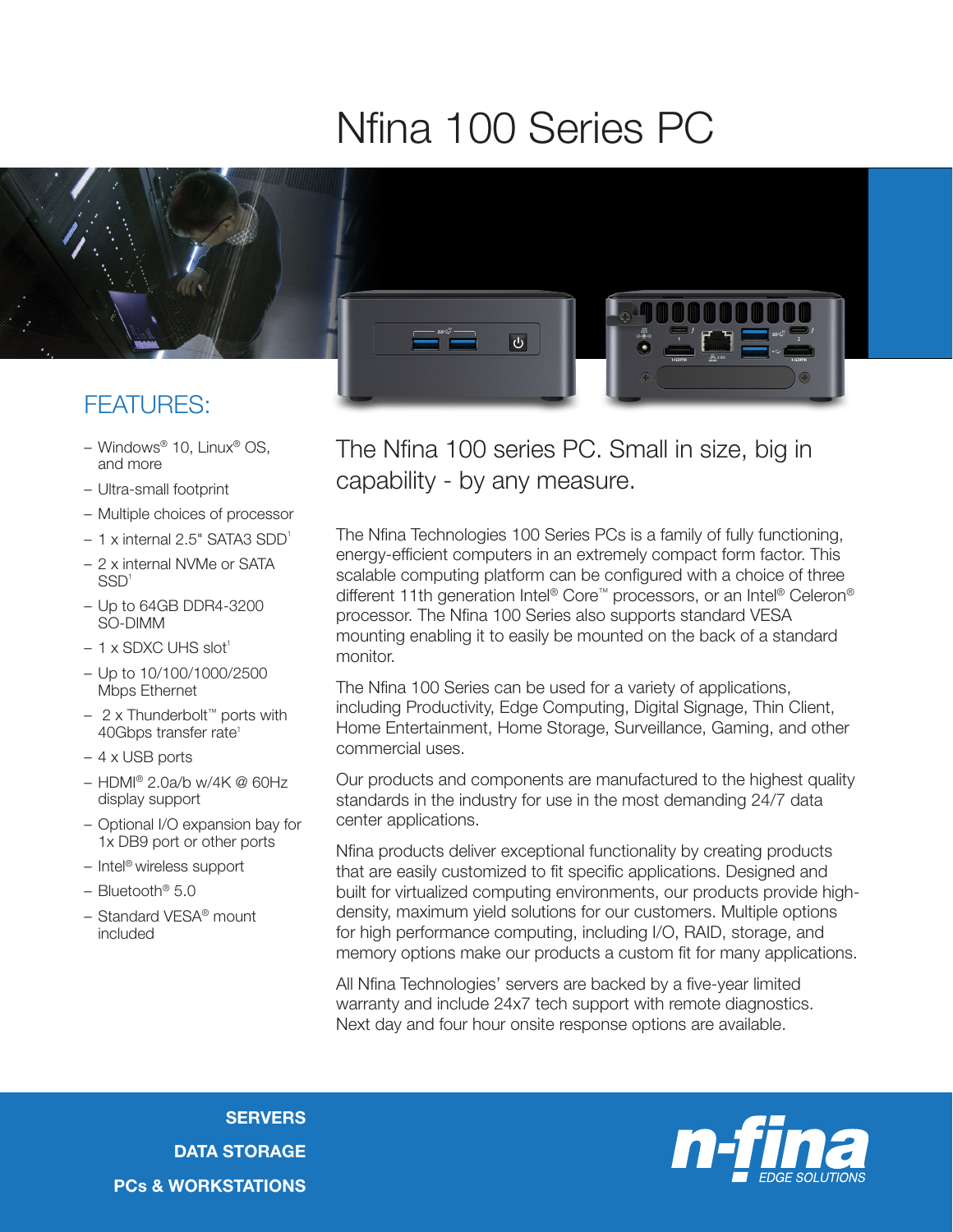# Nfina 100 Series PC

## FEATURES:

- Windows® 10, Linux® OS, and more
- Ultra-small footprint
- Multiple choices of processor
- 1 x internal 2.5" SATA3 SDD[1]
- 2 x internal NVMe or SATA SSD[1]
- Up to 64GB DDR4-3200 SO-DIMM
- 1 x SDXC UHS slot[1]
- Up to 10/100/1000/2500 Mbps Ethernet
- 2 x Thunderbolt™ ports with 40Gbps transfer rate[1]
- 4 x USB ports
- HDMI® 2.0a/b w/4K @ 60Hz display support
- Optional I/O expansion bay for 1x DB9 port or other ports
- Intel® wireless support
- Bluetooth® 5.0
- Standard VESA® mount included

## The Nfina 100 series PC. Small in size, big in capability - by any measure.

The Nfina Technologies 100 Series PCs is a family of fully functioning, energy-efficient computers in an extremely compact form factor. This scalable computing platform can be configured with a choice of three different 11th generation Intel® Core™ processors, or an Intel® Celeron® processor. The Nfina 100 Series also supports standard VESA mounting enabling it to easily be mounted on the back of a standard monitor.

The Nfina 100 Series can be used for a variety of applications, including Productivity, Edge Computing, Digital Signage, Thin Client, Home Entertainment, Home Storage, Surveillance, Gaming, and other commercial uses.

Our products and components are manufactured to the highest quality standards in the industry for use in the most demanding 24/7 data center applications.

Nfina products deliver exceptional functionality by creating products that are easily customized to fit specific applications. Designed and built for virtualized computing environments, our products provide high-density, maximum yield solutions for our customers. Multiple options for high performance computing, including I/O, RAID, storage, and memory options make our products a custom fit for many applications.

All Nfina Technologies' servers are backed by a five-year limited warranty and include 24x7 tech support with remote diagnostics. Next day and four hour onsite response options are available.

**SERVERS**

**DATA STORAGE**

**PCs & WORKSTATIONS**

n-fina EDGE SOLUTIONS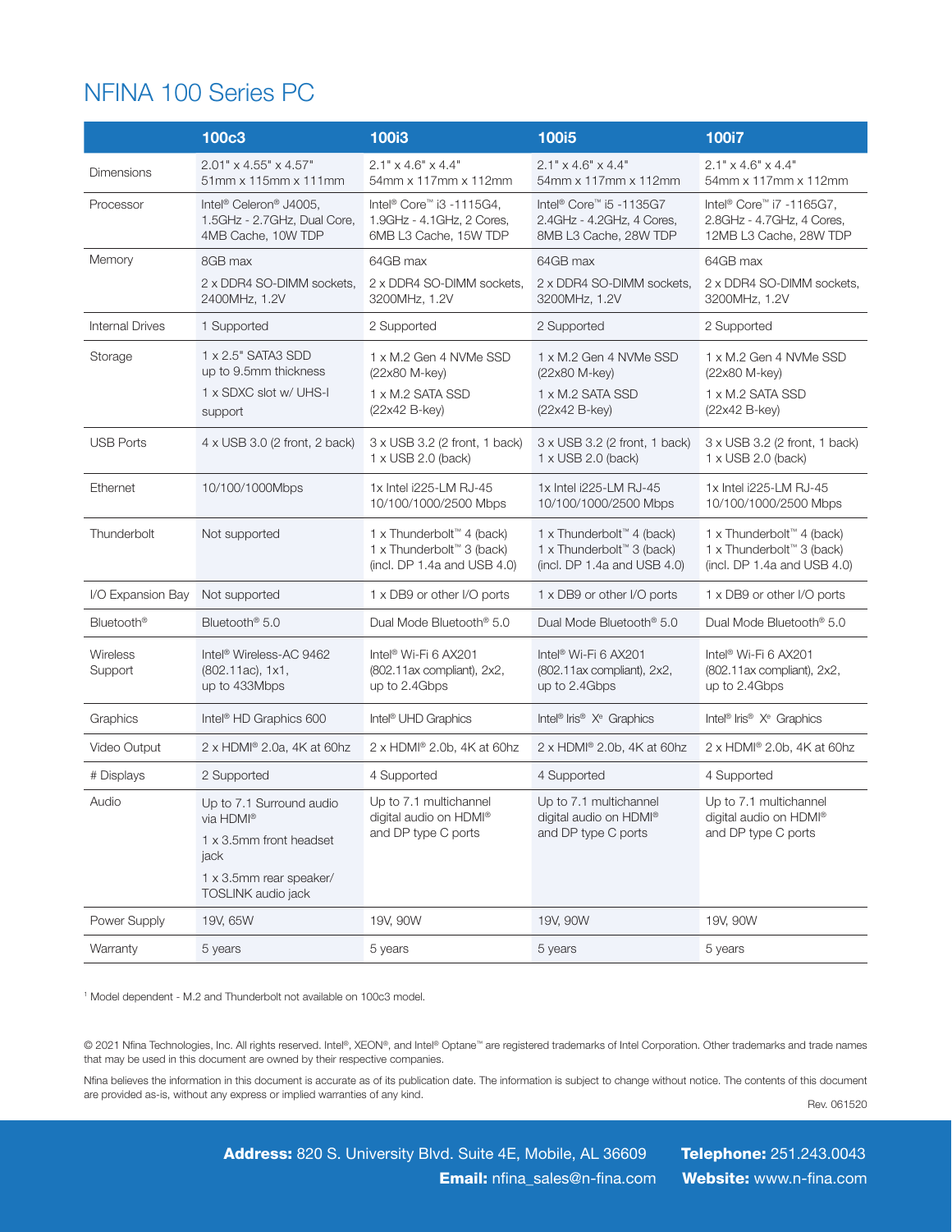# NFINA 100 Series PC

| | 100c3 | 100i3 | 100i5 | 100i7 |
|---|---|---|---|---|
| Dimensions | 2.01" x 4.55" x 4.57"<br>51mm x 115mm x 111mm | 2.1" x 4.6" x 4.4"<br>54mm x 117mm x 112mm | 2.1" x 4.6" x 4.4"<br>54mm x 117mm x 112mm | 2.1" x 4.6" x 4.4"<br>54mm x 117mm x 112mm |
| Processor | Intel® Celeron® J4005, 1.5GHz - 2.7GHz, Dual Core, 4MB Cache, 10W TDP | Intel® Core™ i3 -1115G4, 1.9GHz - 4.1GHz, 2 Cores, 6MB L3 Cache, 15W TDP | Intel® Core™ i5 -1135G7 2.4GHz - 4.2GHz, 4 Cores, 8MB L3 Cache, 28W TDP | Intel® Core™ i7 -1165G7, 2.8GHz - 4.7GHz, 4 Cores, 12MB L3 Cache, 28W TDP |
| Memory | 8GB max<br>2 x DDR4 SO-DIMM sockets, 2400MHz, 1.2V | 64GB max<br>2 x DDR4 SO-DIMM sockets, 3200MHz, 1.2V | 64GB max<br>2 x DDR4 SO-DIMM sockets, 3200MHz, 1.2V | 64GB max<br>2 x DDR4 SO-DIMM sockets, 3200MHz, 1.2V |
| Internal Drives | 1 Supported | 2 Supported | 2 Supported | 2 Supported |
| Storage | 1 x 2.5" SATA3 SDD up to 9.5mm thickness<br>1 x SDXC slot w/ UHS-I support | 1 x M.2 Gen 4 NVMe SSD (22x80 M-key)<br>1 x M.2 SATA SSD (22x42 B-key) | 1 x M.2 Gen 4 NVMe SSD (22x80 M-key)<br>1 x M.2 SATA SSD (22x42 B-key) | 1 x M.2 Gen 4 NVMe SSD (22x80 M-key)<br>1 x M.2 SATA SSD (22x42 B-key) |
| USB Ports | 4 x USB 3.0 (2 front, 2 back) | 3 x USB 3.2 (2 front, 1 back)<br>1 x USB 2.0 (back) | 3 x USB 3.2 (2 front, 1 back)<br>1 x USB 2.0 (back) | 3 x USB 3.2 (2 front, 1 back)<br>1 x USB 2.0 (back) |
| Ethernet | 10/100/1000Mbps | 1x Intel i225-LM RJ-45 10/100/1000/2500 Mbps | 1x Intel i225-LM RJ-45 10/100/1000/2500 Mbps | 1x Intel i225-LM RJ-45 10/100/1000/2500 Mbps |
| Thunderbolt | Not supported | 1 x Thunderbolt™ 4 (back)<br>1 x Thunderbolt™ 3 (back)<br>(incl. DP 1.4a and USB 4.0) | 1 x Thunderbolt™ 4 (back)<br>1 x Thunderbolt™ 3 (back)<br>(incl. DP 1.4a and USB 4.0) | 1 x Thunderbolt™ 4 (back)<br>1 x Thunderbolt™ 3 (back)<br>(incl. DP 1.4a and USB 4.0) |
| I/O Expansion Bay | Not supported | 1 x DB9 or other I/O ports | 1 x DB9 or other I/O ports | 1 x DB9 or other I/O ports |
| Bluetooth® | Bluetooth® 5.0 | Dual Mode Bluetooth® 5.0 | Dual Mode Bluetooth® 5.0 | Dual Mode Bluetooth® 5.0 |
| Wireless Support | Intel® Wireless-AC 9462 (802.11ac), 1x1, up to 433Mbps | Intel® Wi-Fi 6 AX201 (802.11ax compliant), 2x2, up to 2.4Gbps | Intel® Wi-Fi 6 AX201 (802.11ax compliant), 2x2, up to 2.4Gbps | Intel® Wi-Fi 6 AX201 (802.11ax compliant), 2x2, up to 2.4Gbps |
| Graphics | Intel® HD Graphics 600 | Intel® UHD Graphics | Intel® Iris® Xe Graphics | Intel® Iris® Xe Graphics |
| Video Output | 2 x HDMI® 2.0a, 4K at 60hz | 2 x HDMI® 2.0b, 4K at 60hz | 2 x HDMI® 2.0b, 4K at 60hz | 2 x HDMI® 2.0b, 4K at 60hz |
| # Displays | 2 Supported | 4 Supported | 4 Supported | 4 Supported |
| Audio | Up to 7.1 Surround audio via HDMI®<br>1 x 3.5mm front headset jack<br>1 x 3.5mm rear speaker/ TOSLINK audio jack | Up to 7.1 multichannel digital audio on HDMI® and DP type C ports | Up to 7.1 multichannel digital audio on HDMI® and DP type C ports | Up to 7.1 multichannel digital audio on HDMI® and DP type C ports |
| Power Supply | 19V, 65W | 19V, 90W | 19V, 90W | 19V, 90W |
| Warranty | 5 years | 5 years | 5 years | 5 years |

[1] Model dependent - M.2 and Thunderbolt not available on 100c3 model.

© 2021 Nfina Technologies, Inc. All rights reserved. Intel®, XEON®, and Intel® Optane™ are registered trademarks of Intel Corporation. Other trademarks and trade names that may be used in this document are owned by their respective companies.

Nfina believes the information in this document is accurate as of its publication date. The information is subject to change without notice. The contents of this document are provided as-is, without any express or implied warranties of any kind.

Rev. 061520

**Address:** 820 S. University Blvd. Suite 4E, Mobile, AL 36609 **Telephone:** 251.243.0043

**Email:** nfina_sales@n-fina.com **Website:** www.n-fina.com